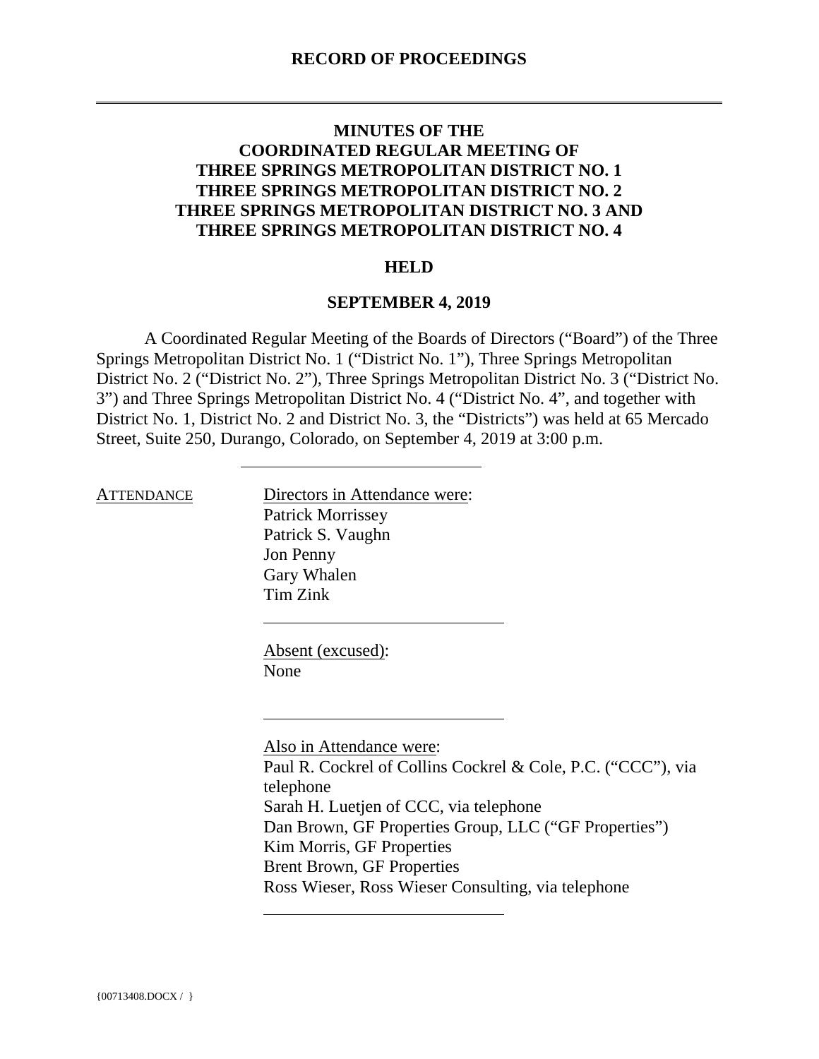**RECORD OF PROCEEDINGS**

---

# MINUTES OF THE COORDINATED REGULAR MEETING OF THREE SPRINGS METROPOLITAN DISTRICT NO. 1 THREE SPRINGS METROPOLITAN DISTRICT NO. 2 THREE SPRINGS METROPOLITAN DISTRICT NO. 3 AND THREE SPRINGS METROPOLITAN DISTRICT NO. 4

## HELD

## SEPTEMBER 4, 2019

A Coordinated Regular Meeting of the Boards of Directors ("Board") of the Three Springs Metropolitan District No. 1 ("District No. 1"), Three Springs Metropolitan District No. 2 ("District No. 2"), Three Springs Metropolitan District No. 3 ("District No. 3") and Three Springs Metropolitan District No. 4 ("District No. 4", and together with District No. 1, District No. 2 and District No. 3, the "Districts") was held at 65 Mercado Street, Suite 250, Durango, Colorado, on September 4, 2019 at 3:00 p.m.

---

ATTENDANCE

Directors in Attendance were:
Patrick Morrissey
Patrick S. Vaughn
Jon Penny
Gary Whalen
Tim Zink

---

Absent (excused):
None

---

Also in Attendance were:
Paul R. Cockrel of Collins Cockrel & Cole, P.C. ("CCC"), via telephone
Sarah H. Luetjen of CCC, via telephone
Dan Brown, GF Properties Group, LLC ("GF Properties")
Kim Morris, GF Properties
Brent Brown, GF Properties
Ross Wieser, Ross Wieser Consulting, via telephone

---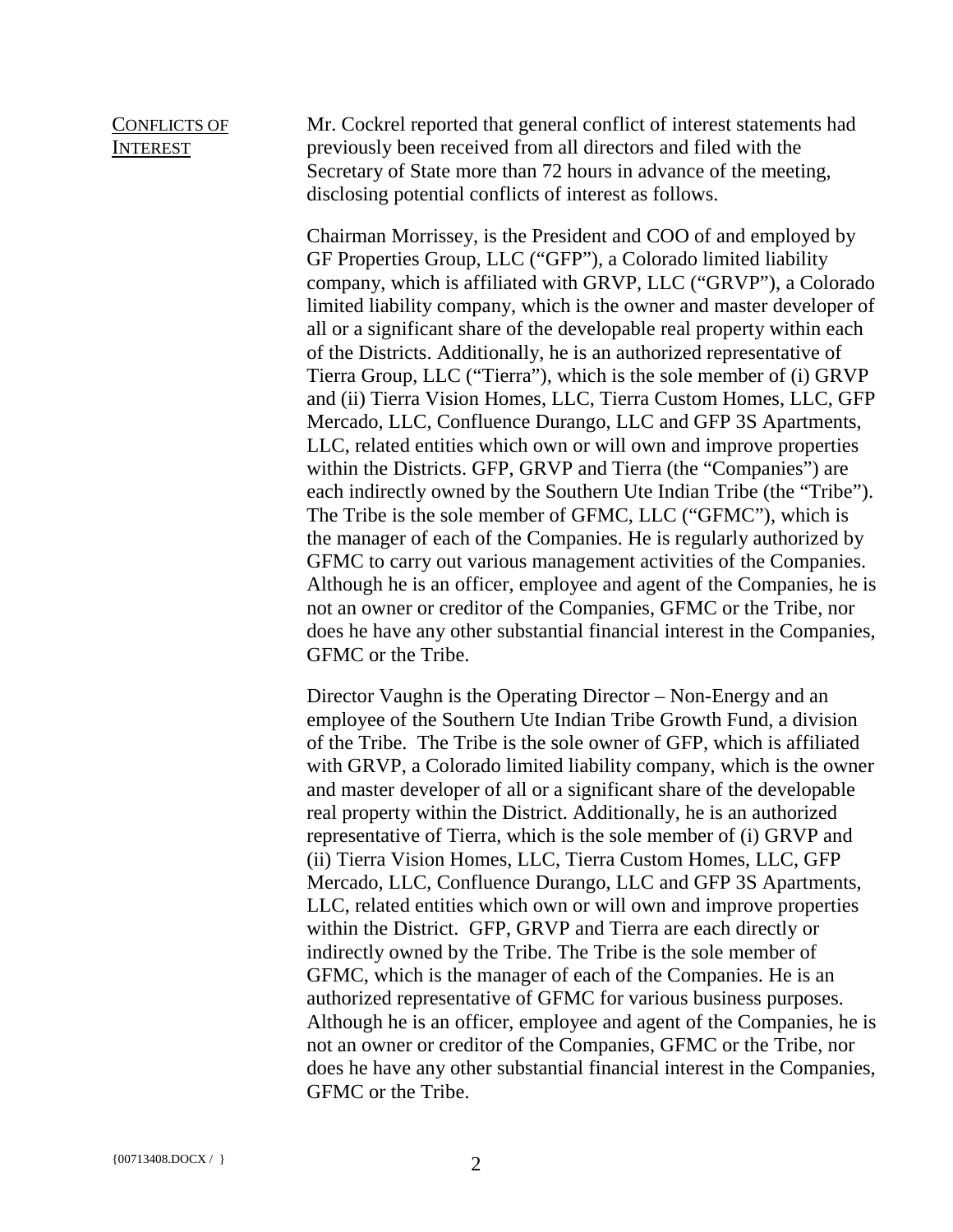<u>CONFLICTS OF INTEREST</u>

Mr. Cockrel reported that general conflict of interest statements had previously been received from all directors and filed with the Secretary of State more than 72 hours in advance of the meeting, disclosing potential conflicts of interest as follows.

Chairman Morrissey, is the President and COO of and employed by GF Properties Group, LLC ("GFP"), a Colorado limited liability company, which is affiliated with GRVP, LLC ("GRVP"), a Colorado limited liability company, which is the owner and master developer of all or a significant share of the developable real property within each of the Districts. Additionally, he is an authorized representative of Tierra Group, LLC ("Tierra"), which is the sole member of (i) GRVP and (ii) Tierra Vision Homes, LLC, Tierra Custom Homes, LLC, GFP Mercado, LLC, Confluence Durango, LLC and GFP 3S Apartments, LLC, related entities which own or will own and improve properties within the Districts. GFP, GRVP and Tierra (the "Companies") are each indirectly owned by the Southern Ute Indian Tribe (the "Tribe"). The Tribe is the sole member of GFMC, LLC ("GFMC"), which is the manager of each of the Companies. He is regularly authorized by GFMC to carry out various management activities of the Companies. Although he is an officer, employee and agent of the Companies, he is not an owner or creditor of the Companies, GFMC or the Tribe, nor does he have any other substantial financial interest in the Companies, GFMC or the Tribe.

Director Vaughn is the Operating Director – Non-Energy and an employee of the Southern Ute Indian Tribe Growth Fund, a division of the Tribe. The Tribe is the sole owner of GFP, which is affiliated with GRVP, a Colorado limited liability company, which is the owner and master developer of all or a significant share of the developable real property within the District. Additionally, he is an authorized representative of Tierra, which is the sole member of (i) GRVP and (ii) Tierra Vision Homes, LLC, Tierra Custom Homes, LLC, GFP Mercado, LLC, Confluence Durango, LLC and GFP 3S Apartments, LLC, related entities which own or will own and improve properties within the District. GFP, GRVP and Tierra are each directly or indirectly owned by the Tribe. The Tribe is the sole member of GFMC, which is the manager of each of the Companies. He is an authorized representative of GFMC for various business purposes. Although he is an officer, employee and agent of the Companies, he is not an owner or creditor of the Companies, GFMC or the Tribe, nor does he have any other substantial financial interest in the Companies, GFMC or the Tribe.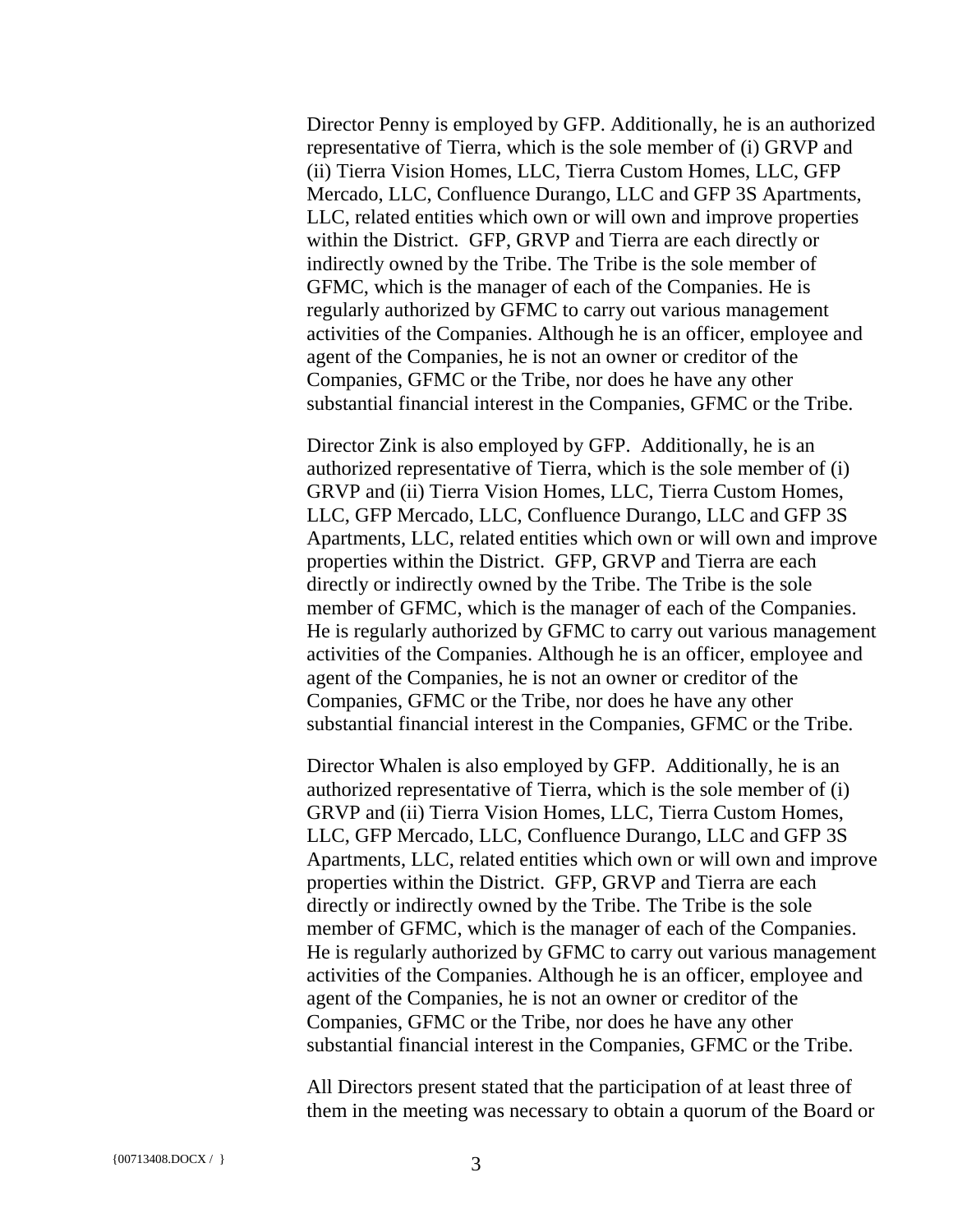Director Penny is employed by GFP. Additionally, he is an authorized representative of Tierra, which is the sole member of (i) GRVP and (ii) Tierra Vision Homes, LLC, Tierra Custom Homes, LLC, GFP Mercado, LLC, Confluence Durango, LLC and GFP 3S Apartments, LLC, related entities which own or will own and improve properties within the District. GFP, GRVP and Tierra are each directly or indirectly owned by the Tribe. The Tribe is the sole member of GFMC, which is the manager of each of the Companies. He is regularly authorized by GFMC to carry out various management activities of the Companies. Although he is an officer, employee and agent of the Companies, he is not an owner or creditor of the Companies, GFMC or the Tribe, nor does he have any other substantial financial interest in the Companies, GFMC or the Tribe.

Director Zink is also employed by GFP. Additionally, he is an authorized representative of Tierra, which is the sole member of (i) GRVP and (ii) Tierra Vision Homes, LLC, Tierra Custom Homes, LLC, GFP Mercado, LLC, Confluence Durango, LLC and GFP 3S Apartments, LLC, related entities which own or will own and improve properties within the District. GFP, GRVP and Tierra are each directly or indirectly owned by the Tribe. The Tribe is the sole member of GFMC, which is the manager of each of the Companies. He is regularly authorized by GFMC to carry out various management activities of the Companies. Although he is an officer, employee and agent of the Companies, he is not an owner or creditor of the Companies, GFMC or the Tribe, nor does he have any other substantial financial interest in the Companies, GFMC or the Tribe.

Director Whalen is also employed by GFP. Additionally, he is an authorized representative of Tierra, which is the sole member of (i) GRVP and (ii) Tierra Vision Homes, LLC, Tierra Custom Homes, LLC, GFP Mercado, LLC, Confluence Durango, LLC and GFP 3S Apartments, LLC, related entities which own or will own and improve properties within the District. GFP, GRVP and Tierra are each directly or indirectly owned by the Tribe. The Tribe is the sole member of GFMC, which is the manager of each of the Companies. He is regularly authorized by GFMC to carry out various management activities of the Companies. Although he is an officer, employee and agent of the Companies, he is not an owner or creditor of the Companies, GFMC or the Tribe, nor does he have any other substantial financial interest in the Companies, GFMC or the Tribe.

All Directors present stated that the participation of at least three of them in the meeting was necessary to obtain a quorum of the Board or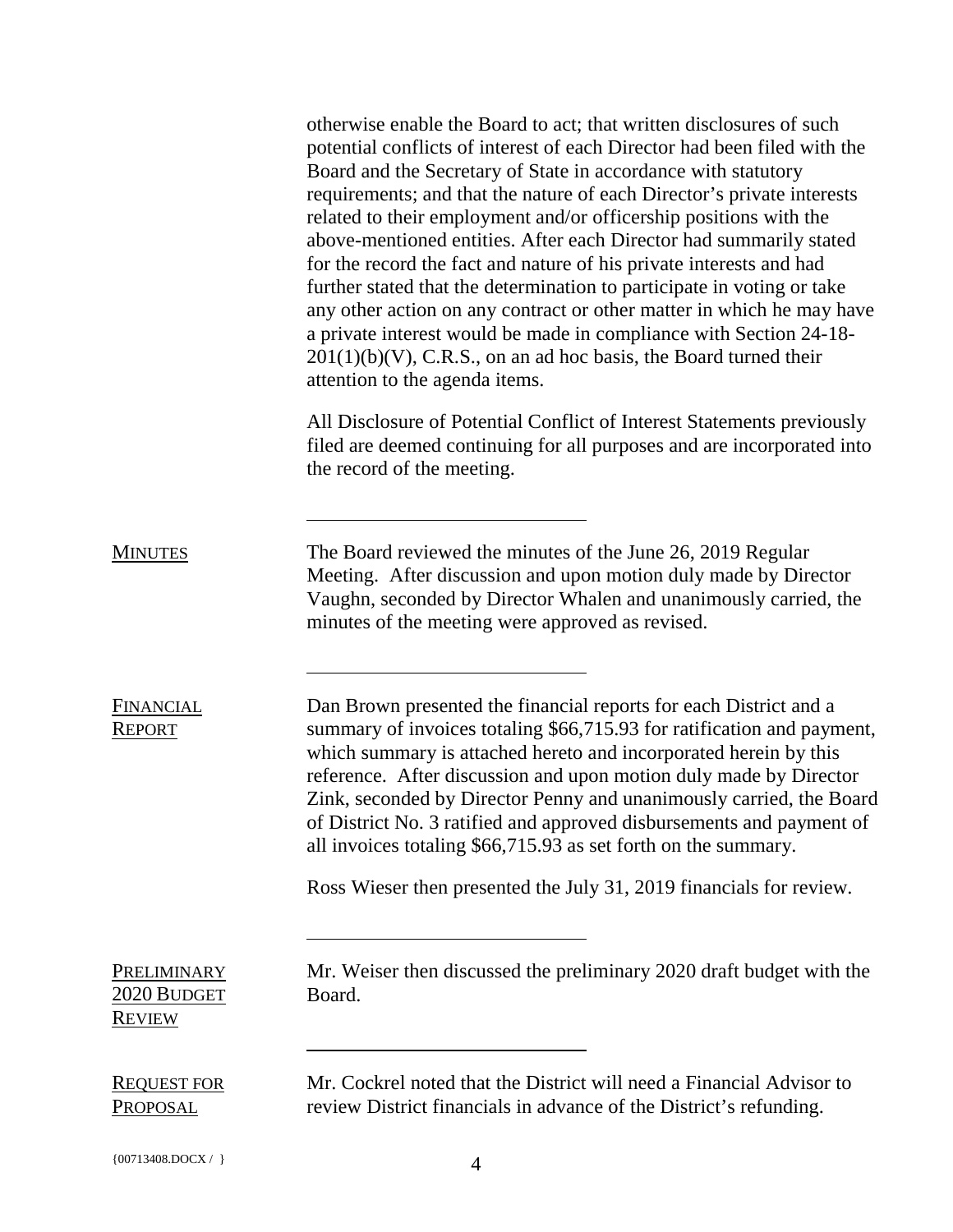otherwise enable the Board to act; that written disclosures of such potential conflicts of interest of each Director had been filed with the Board and the Secretary of State in accordance with statutory requirements; and that the nature of each Director's private interests related to their employment and/or officership positions with the above-mentioned entities. After each Director had summarily stated for the record the fact and nature of his private interests and had further stated that the determination to participate in voting or take any other action on any contract or other matter in which he may have a private interest would be made in compliance with Section 24-18-201(1)(b)(V), C.R.S., on an ad hoc basis, the Board turned their attention to the agenda items.

All Disclosure of Potential Conflict of Interest Statements previously filed are deemed continuing for all purposes and are incorporated into the record of the meeting.

---

**MINUTES**

The Board reviewed the minutes of the June 26, 2019 Regular Meeting. After discussion and upon motion duly made by Director Vaughn, seconded by Director Whalen and unanimously carried, the minutes of the meeting were approved as revised.

---

**FINANCIAL REPORT**

Dan Brown presented the financial reports for each District and a summary of invoices totaling $66,715.93 for ratification and payment, which summary is attached hereto and incorporated herein by this reference. After discussion and upon motion duly made by Director Zink, seconded by Director Penny and unanimously carried, the Board of District No. 3 ratified and approved disbursements and payment of all invoices totaling $66,715.93 as set forth on the summary.

Ross Wieser then presented the July 31, 2019 financials for review.

---

**PRELIMINARY 2020 BUDGET REVIEW**

Mr. Weiser then discussed the preliminary 2020 draft budget with the Board.

---

**REQUEST FOR PROPOSAL**

Mr. Cockrel noted that the District will need a Financial Advisor to review District financials in advance of the District's refunding.

{00713408.DOCX / }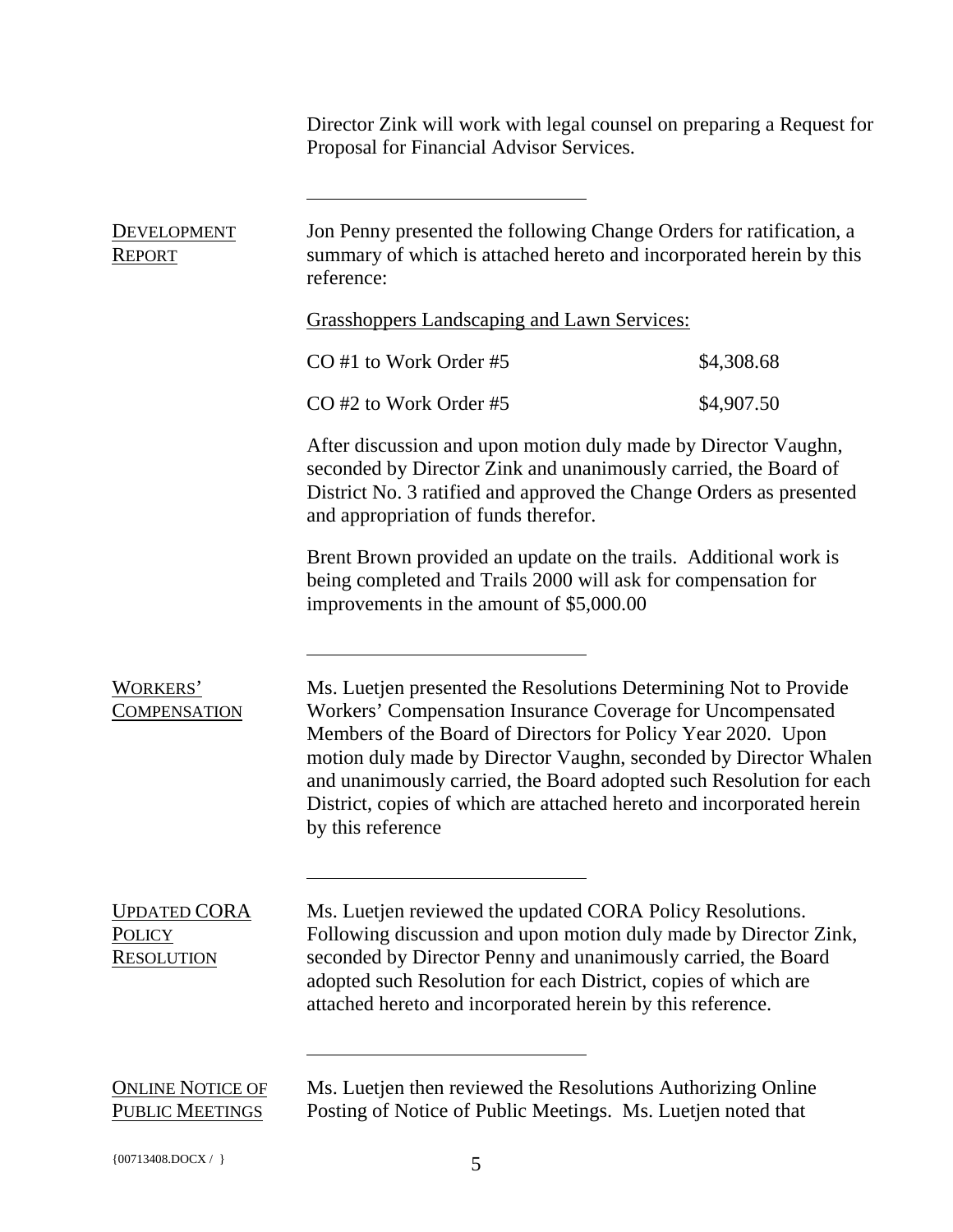Director Zink will work with legal counsel on preparing a Request for Proposal for Financial Advisor Services.

---

**DEVELOPMENT REPORT**

Jon Penny presented the following Change Orders for ratification, a summary of which is attached hereto and incorporated herein by this reference:

Grasshoppers Landscaping and Lawn Services:

| | |
|---|---|
| CO #1 to Work Order #5 | $4,308.68 |
| CO #2 to Work Order #5 | $4,907.50 |

After discussion and upon motion duly made by Director Vaughn, seconded by Director Zink and unanimously carried, the Board of District No. 3 ratified and approved the Change Orders as presented and appropriation of funds therefor.

Brent Brown provided an update on the trails. Additional work is being completed and Trails 2000 will ask for compensation for improvements in the amount of $5,000.00

---

**WORKERS' COMPENSATION**

Ms. Luetjen presented the Resolutions Determining Not to Provide Workers' Compensation Insurance Coverage for Uncompensated Members of the Board of Directors for Policy Year 2020. Upon motion duly made by Director Vaughn, seconded by Director Whalen and unanimously carried, the Board adopted such Resolution for each District, copies of which are attached hereto and incorporated herein by this reference

---

**UPDATED CORA POLICY RESOLUTION**

Ms. Luetjen reviewed the updated CORA Policy Resolutions. Following discussion and upon motion duly made by Director Zink, seconded by Director Penny and unanimously carried, the Board adopted such Resolution for each District, copies of which are attached hereto and incorporated herein by this reference.

---

**ONLINE NOTICE OF PUBLIC MEETINGS**

Ms. Luetjen then reviewed the Resolutions Authorizing Online Posting of Notice of Public Meetings. Ms. Luetjen noted that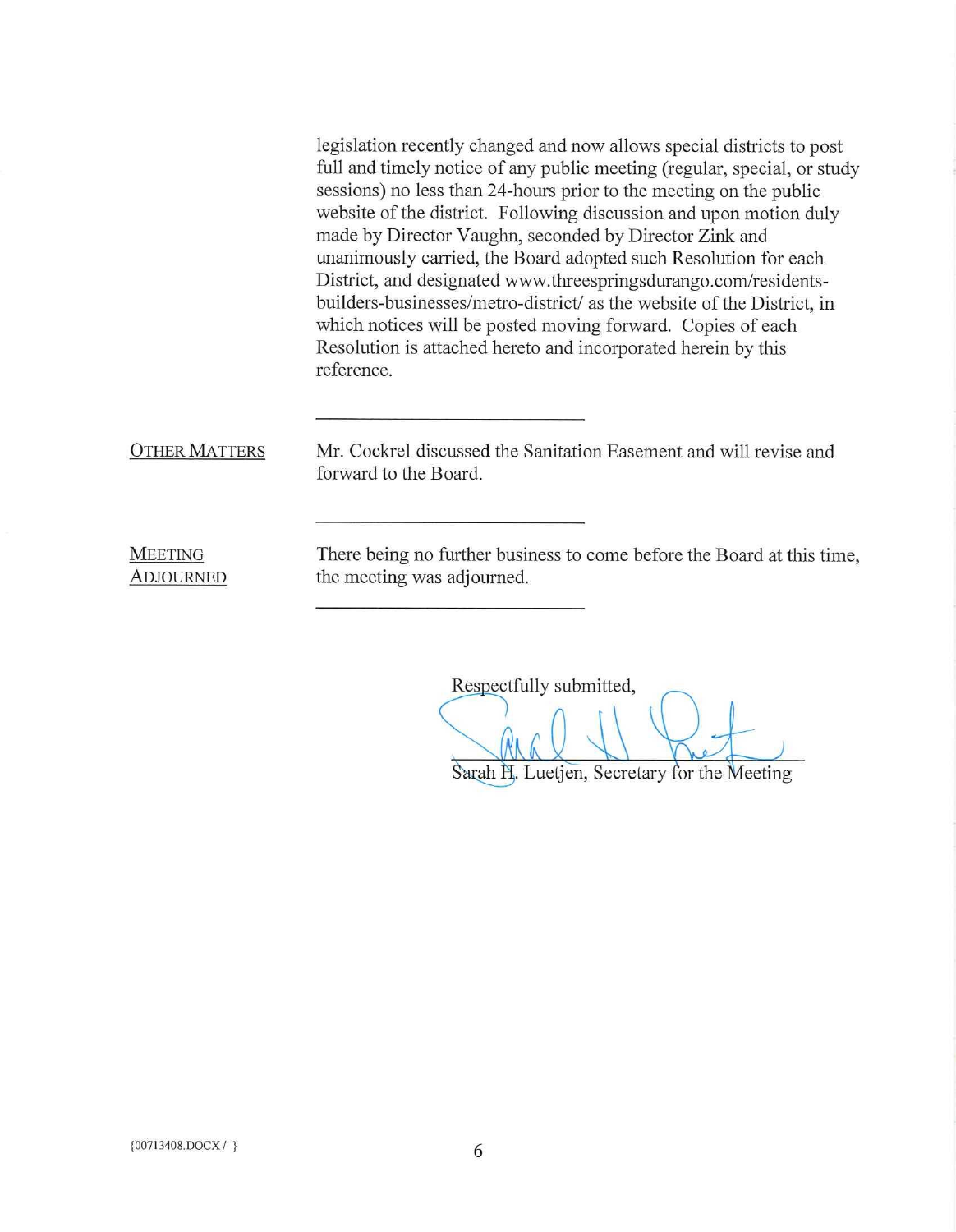legislation recently changed and now allows special districts to post full and timely notice of any public meeting (regular, special, or study sessions) no less than 24-hours prior to the meeting on the public website of the district. Following discussion and upon motion duly made by Director Vaughn, seconded by Director Zink and unanimously carried, the Board adopted such Resolution for each District, and designated www.threespringsdurango.com/residents-builders-businesses/metro-district/ as the website of the District, in which notices will be posted moving forward. Copies of each Resolution is attached hereto and incorporated herein by this reference.

---

OTHER MATTERS

Mr. Cockrel discussed the Sanitation Easement and will revise and forward to the Board.

---

MEETING ADJOURNED

There being no further business to come before the Board at this time, the meeting was adjourned.

---

Respectfully submitted,

Sarah H. Luetjen, Secretary for the Meeting

{00713408.DOCX / }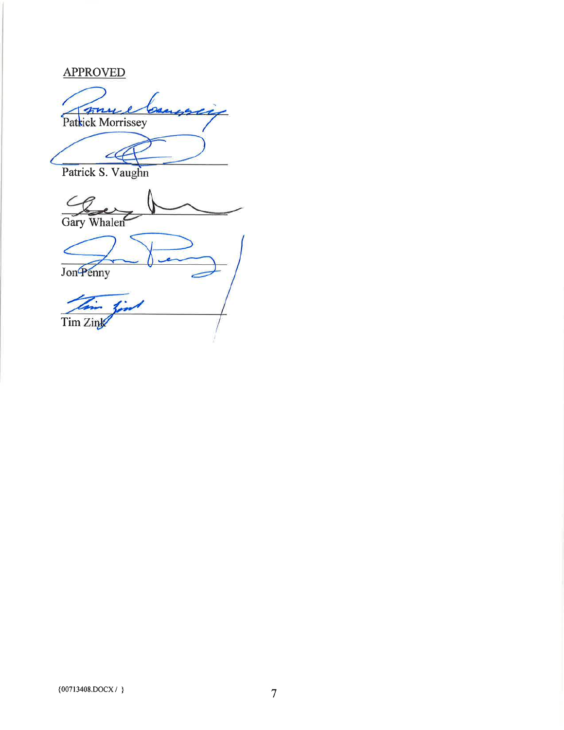APPROVED

______________________________
Patrick Morrissey

______________________________
Patrick S. Vaughn

______________________________
Gary Whalen

______________________________
Jon Penny

______________________________
Tim Zink

{00713408.DOCX / }